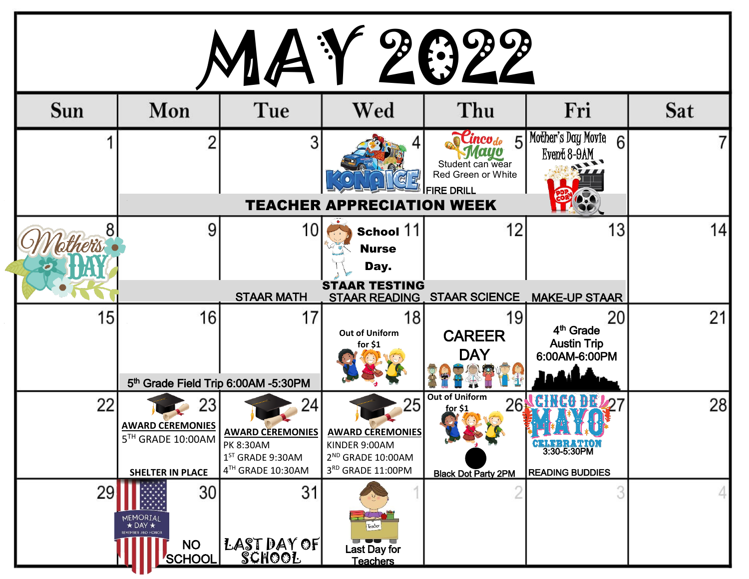# MAY 2022

| Sun | Mon | Tue | Wed | Thu | Fri | Sat |
|---|---|---|---|---|---|---|
| 1 | 2 | 3 | 4 KONA ICE | 5 Cinco de Mayo Student can wear Red Green or White FIRE DRILL | 6 Mother's Day Movie Event 8-9AM | 7 |
| | TEACHER APPRECIATION WEEK | | | | | |
| 8 Mothers Day | 9 | 10 | 11 School Nurse Day. | 12 | 13 | 14 |
| | | STAAR MATH | STAAR TESTING STAAR READING | STAAR SCIENCE | MAKE-UP STAAR | |
| 15 | 16 | 17 | 18 Out of Uniform for $1 | 19 CAREER DAY | 20 4th Grade Austin Trip 6:00AM-6:00PM | 21 |
| | 5th Grade Field Trip 6:00AM -5:30PM | | | | | |
| 22 | 23 AWARD CEREMONIES 5TH GRADE 10:00AM SHELTER IN PLACE | 24 AWARD CEREMONIES PK 8:30AM 1ST GRADE 9:30AM 4TH GRADE 10:30AM | 25 AWARD CEREMONIES KINDER 9:00AM 2ND GRADE 10:00AM 3RD GRADE 11:00PM | 26 Out of Uniform for $1 Black Dot Party 2PM | 27 CINCO DE MAYO CELEBRATION 3:30-5:30PM READING BUDDIES | 28 |
| 29 | 30 MEMORIAL DAY REMEMBER AND HONOR NO SCHOOL | 31 LAST DAY OF SCHOOL | 1 Last Day for Teachers | 2 | 3 | 4 |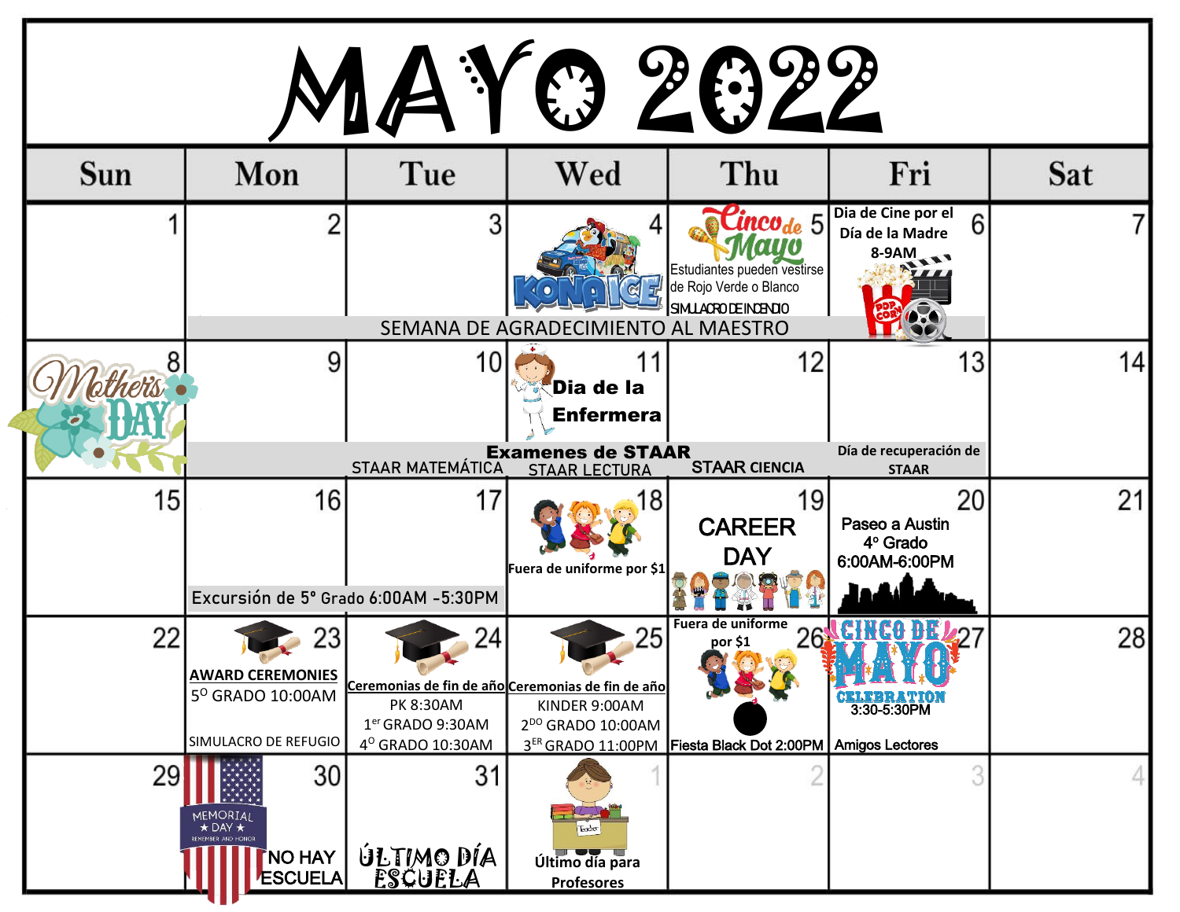# MAYO 2022

| Sun | Mon | Tue | Wed | Thu | Fri | Sat |
|---|---|---|---|---|---|---|
| 1 | 2 | 3 | 4<br>KONA ICE | 5<br>Cinco de Mayo<br>Estudiantes pueden vestirse de Rojo Verde o Blanco<br>SIMULACRO DE INCENDIO | 6<br>Dia de Cine por el Día de la Madre 8-9AM | 7 |
| | SEMANA DE AGRADECIMIENTO AL MAESTRO | | | | | |
| 8<br>Mothers DAY | 9 | 10 | 11<br>Dia de la Enfermera | 12 | 13 | 14 |
| | Examenes de STAAR | STAAR MATEMÁTICA | STAAR LECTURA | STAAR CIENCIA | Día de recuperación de STAAR | |
| 15 | 16 | 17 | 18<br>Fuera de uniforme por $1 | 19<br>CAREER DAY | 20<br>Paseo a Austin 4º Grado 6:00AM-6:00PM | 21 |
| | Excursión de 5º Grado 6:00AM -5:30PM | | | | | |
| 22 | 23<br>**AWARD CEREMONIES**<br>5º GRADO 10:00AM<br>SIMULACRO DE REFUGIO | 24<br>**Ceremonias de fin de año**<br>PK 8:30AM<br>1er GRADO 9:30AM<br>4º GRADO 10:30AM | 25<br>**Ceremonias de fin de año**<br>KINDER 9:00AM<br>2DO GRADO 10:00AM<br>3ER GRADO 11:00PM | 26<br>Fuera de uniforme por $1<br>Fiesta Black Dot 2:00PM | 27<br>CINCO DE MAYO CELEBRATION 3:30-5:30PM<br>Amigos Lectores | 28 |
| 29 | 30<br>MEMORIAL DAY REMEMBER AND HONOR<br>NO HAY ESCUELA | 31<br>ÚLTIMO DÍA ESCUELA | 1<br>Último día para Profesores | 2 | 3 | 4 |